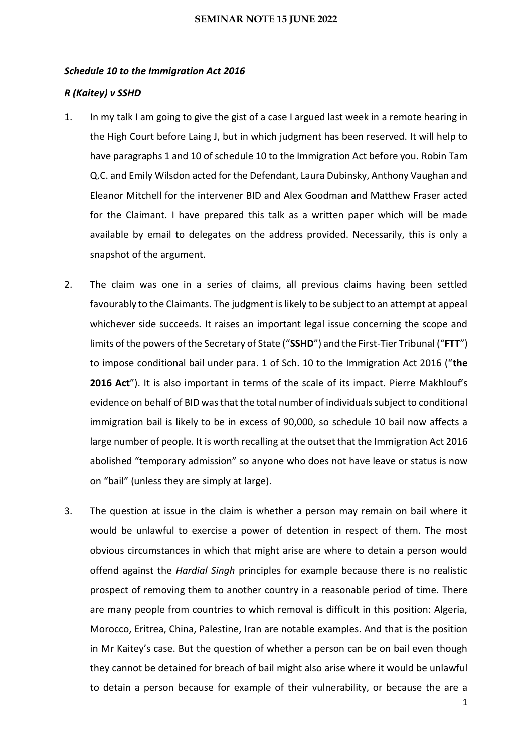**SEMINAR NOTE 15 JUNE 2022**

***Schedule 10 to the Immigration Act 2016***

***R (Kaitey) v SSHD***

1. In my talk I am going to give the gist of a case I argued last week in a remote hearing in the High Court before Laing J, but in which judgment has been reserved. It will help to have paragraphs 1 and 10 of schedule 10 to the Immigration Act before you. Robin Tam Q.C. and Emily Wilsdon acted for the Defendant, Laura Dubinsky, Anthony Vaughan and Eleanor Mitchell for the intervener BID and Alex Goodman and Matthew Fraser acted for the Claimant. I have prepared this talk as a written paper which will be made available by email to delegates on the address provided. Necessarily, this is only a snapshot of the argument.

2. The claim was one in a series of claims, all previous claims having been settled favourably to the Claimants. The judgment is likely to be subject to an attempt at appeal whichever side succeeds. It raises an important legal issue concerning the scope and limits of the powers of the Secretary of State ("**SSHD**") and the First-Tier Tribunal ("**FTT**") to impose conditional bail under para. 1 of Sch. 10 to the Immigration Act 2016 ("**the 2016 Act**"). It is also important in terms of the scale of its impact. Pierre Makhlouf's evidence on behalf of BID was that the total number of individuals subject to conditional immigration bail is likely to be in excess of 90,000, so schedule 10 bail now affects a large number of people. It is worth recalling at the outset that the Immigration Act 2016 abolished "temporary admission" so anyone who does not have leave or status is now on "bail" (unless they are simply at large).

3. The question at issue in the claim is whether a person may remain on bail where it would be unlawful to exercise a power of detention in respect of them. The most obvious circumstances in which that might arise are where to detain a person would offend against the *Hardial Singh* principles for example because there is no realistic prospect of removing them to another country in a reasonable period of time. There are many people from countries to which removal is difficult in this position: Algeria, Morocco, Eritrea, China, Palestine, Iran are notable examples. And that is the position in Mr Kaitey's case. But the question of whether a person can be on bail even though they cannot be detained for breach of bail might also arise where it would be unlawful to detain a person because for example of their vulnerability, or because the are a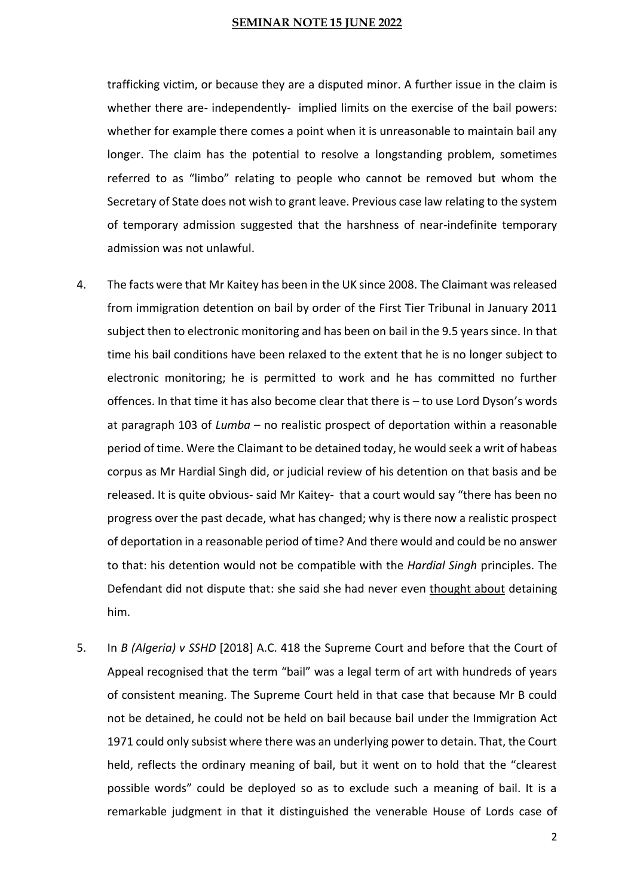trafficking victim, or because they are a disputed minor. A further issue in the claim is whether there are- independently- implied limits on the exercise of the bail powers: whether for example there comes a point when it is unreasonable to maintain bail any longer. The claim has the potential to resolve a longstanding problem, sometimes referred to as "limbo" relating to people who cannot be removed but whom the Secretary of State does not wish to grant leave. Previous case law relating to the system of temporary admission suggested that the harshness of near-indefinite temporary admission was not unlawful.

4. The facts were that Mr Kaitey has been in the UK since 2008. The Claimant was released from immigration detention on bail by order of the First Tier Tribunal in January 2011 subject then to electronic monitoring and has been on bail in the 9.5 years since. In that time his bail conditions have been relaxed to the extent that he is no longer subject to electronic monitoring; he is permitted to work and he has committed no further offences. In that time it has also become clear that there is – to use Lord Dyson's words at paragraph 103 of *Lumba* – no realistic prospect of deportation within a reasonable period of time. Were the Claimant to be detained today, he would seek a writ of habeas corpus as Mr Hardial Singh did, or judicial review of his detention on that basis and be released. It is quite obvious- said Mr Kaitey- that a court would say "there has been no progress over the past decade, what has changed; why is there now a realistic prospect of deportation in a reasonable period of time? And there would and could be no answer to that: his detention would not be compatible with the *Hardial Singh* principles. The Defendant did not dispute that: she said she had never even <u>thought about</u> detaining him.

5. In *B (Algeria) v SSHD* [2018] A.C. 418 the Supreme Court and before that the Court of Appeal recognised that the term "bail" was a legal term of art with hundreds of years of consistent meaning. The Supreme Court held in that case that because Mr B could not be detained, he could not be held on bail because bail under the Immigration Act 1971 could only subsist where there was an underlying power to detain. That, the Court held, reflects the ordinary meaning of bail, but it went on to hold that the "clearest possible words" could be deployed so as to exclude such a meaning of bail. It is a remarkable judgment in that it distinguished the venerable House of Lords case of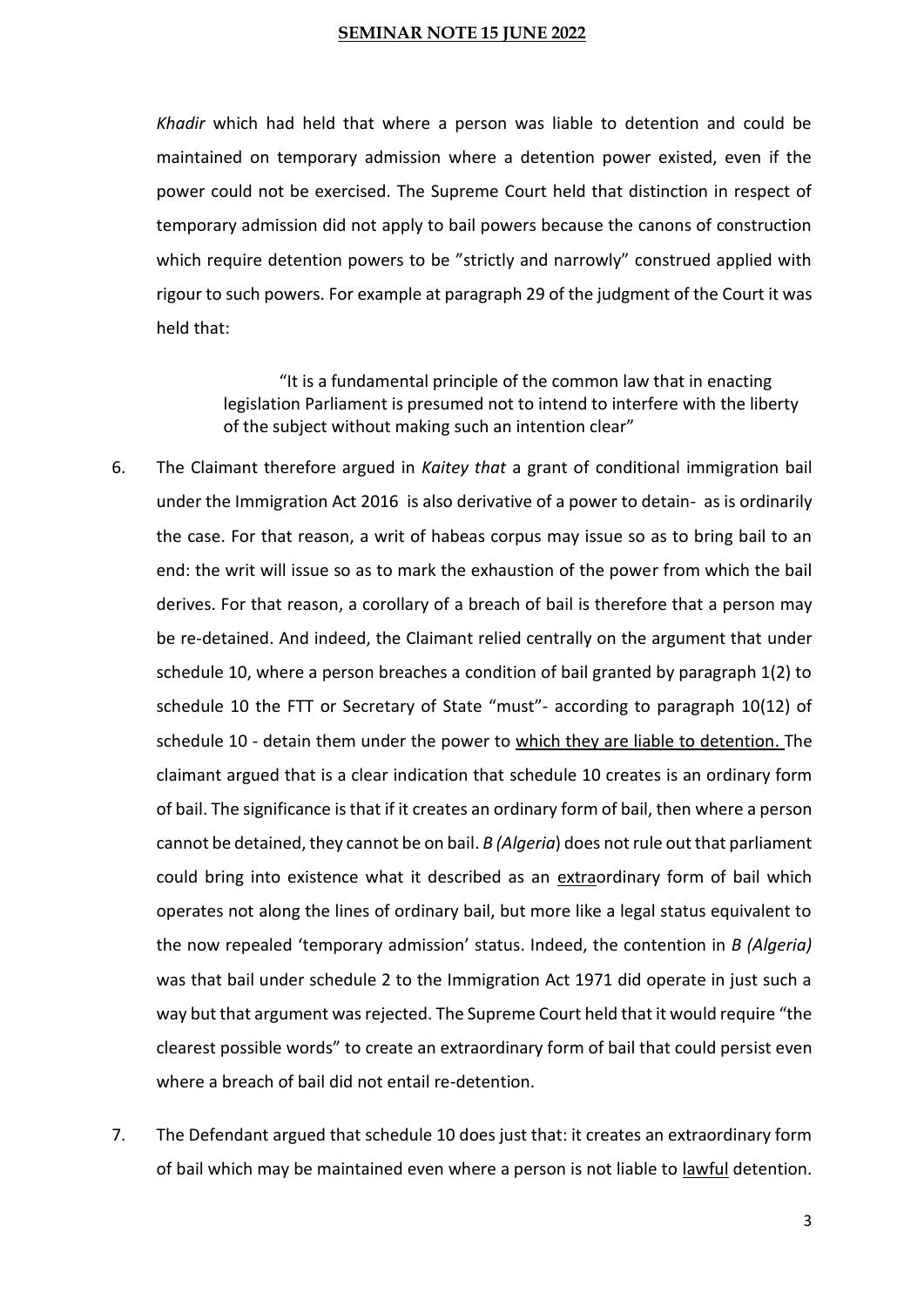*Khadir* which had held that where a person was liable to detention and could be maintained on temporary admission where a detention power existed, even if the power could not be exercised. The Supreme Court held that distinction in respect of temporary admission did not apply to bail powers because the canons of construction which require detention powers to be "strictly and narrowly" construed applied with rigour to such powers. For example at paragraph 29 of the judgment of the Court it was held that:

> "It is a fundamental principle of the common law that in enacting legislation Parliament is presumed not to intend to interfere with the liberty of the subject without making such an intention clear"

6. The Claimant therefore argued in *Kaitey that* a grant of conditional immigration bail under the Immigration Act 2016 is also derivative of a power to detain- as is ordinarily the case. For that reason, a writ of habeas corpus may issue so as to bring bail to an end: the writ will issue so as to mark the exhaustion of the power from which the bail derives. For that reason, a corollary of a breach of bail is therefore that a person may be re-detained. And indeed, the Claimant relied centrally on the argument that under schedule 10, where a person breaches a condition of bail granted by paragraph 1(2) to schedule 10 the FTT or Secretary of State "must"- according to paragraph 10(12) of schedule 10 - detain them under the power to <u>which they are liable to detention.</u> The claimant argued that is a clear indication that schedule 10 creates is an ordinary form of bail. The significance is that if it creates an ordinary form of bail, then where a person cannot be detained, they cannot be on bail. *B (Algeria*) does not rule out that parliament could bring into existence what it described as an <u>extra</u>ordinary form of bail which operates not along the lines of ordinary bail, but more like a legal status equivalent to the now repealed 'temporary admission' status. Indeed, the contention in *B (Algeria)* was that bail under schedule 2 to the Immigration Act 1971 did operate in just such a way but that argument was rejected. The Supreme Court held that it would require "the clearest possible words" to create an extraordinary form of bail that could persist even where a breach of bail did not entail re-detention.

7. The Defendant argued that schedule 10 does just that: it creates an extraordinary form of bail which may be maintained even where a person is not liable to <u>lawful</u> detention.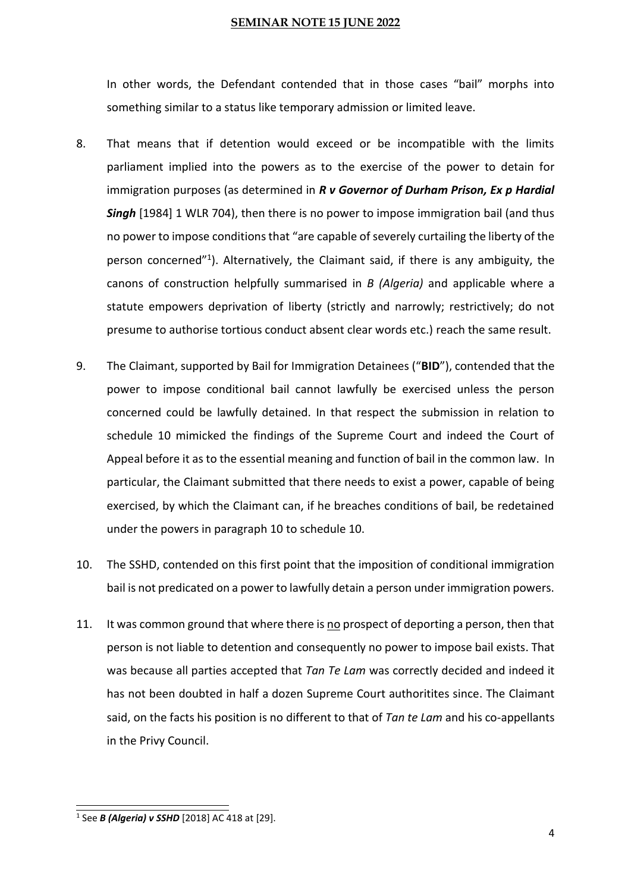In other words, the Defendant contended that in those cases "bail" morphs into something similar to a status like temporary admission or limited leave.

8. That means that if detention would exceed or be incompatible with the limits parliament implied into the powers as to the exercise of the power to detain for immigration purposes (as determined in ***R v Governor of Durham Prison, Ex p Hardial Singh*** [1984] 1 WLR 704), then there is no power to impose immigration bail (and thus no power to impose conditions that "are capable of severely curtailing the liberty of the person concerned"[1]). Alternatively, the Claimant said, if there is any ambiguity, the canons of construction helpfully summarised in *B (Algeria)* and applicable where a statute empowers deprivation of liberty (strictly and narrowly; restrictively; do not presume to authorise tortious conduct absent clear words etc.) reach the same result.

9. The Claimant, supported by Bail for Immigration Detainees ("**BID**"), contended that the power to impose conditional bail cannot lawfully be exercised unless the person concerned could be lawfully detained. In that respect the submission in relation to schedule 10 mimicked the findings of the Supreme Court and indeed the Court of Appeal before it as to the essential meaning and function of bail in the common law. In particular, the Claimant submitted that there needs to exist a power, capable of being exercised, by which the Claimant can, if he breaches conditions of bail, be redetained under the powers in paragraph 10 to schedule 10.

10. The SSHD, contended on this first point that the imposition of conditional immigration bail is not predicated on a power to lawfully detain a person under immigration powers.

11. It was common ground that where there is <u>no</u> prospect of deporting a person, then that person is not liable to detention and consequently no power to impose bail exists. That was because all parties accepted that *Tan Te Lam* was correctly decided and indeed it has not been doubted in half a dozen Supreme Court authoritites since. The Claimant said, on the facts his position is no different to that of *Tan te Lam* and his co-appellants in the Privy Council.

---

[1] See ***B (Algeria) v SSHD*** [2018] AC 418 at [29].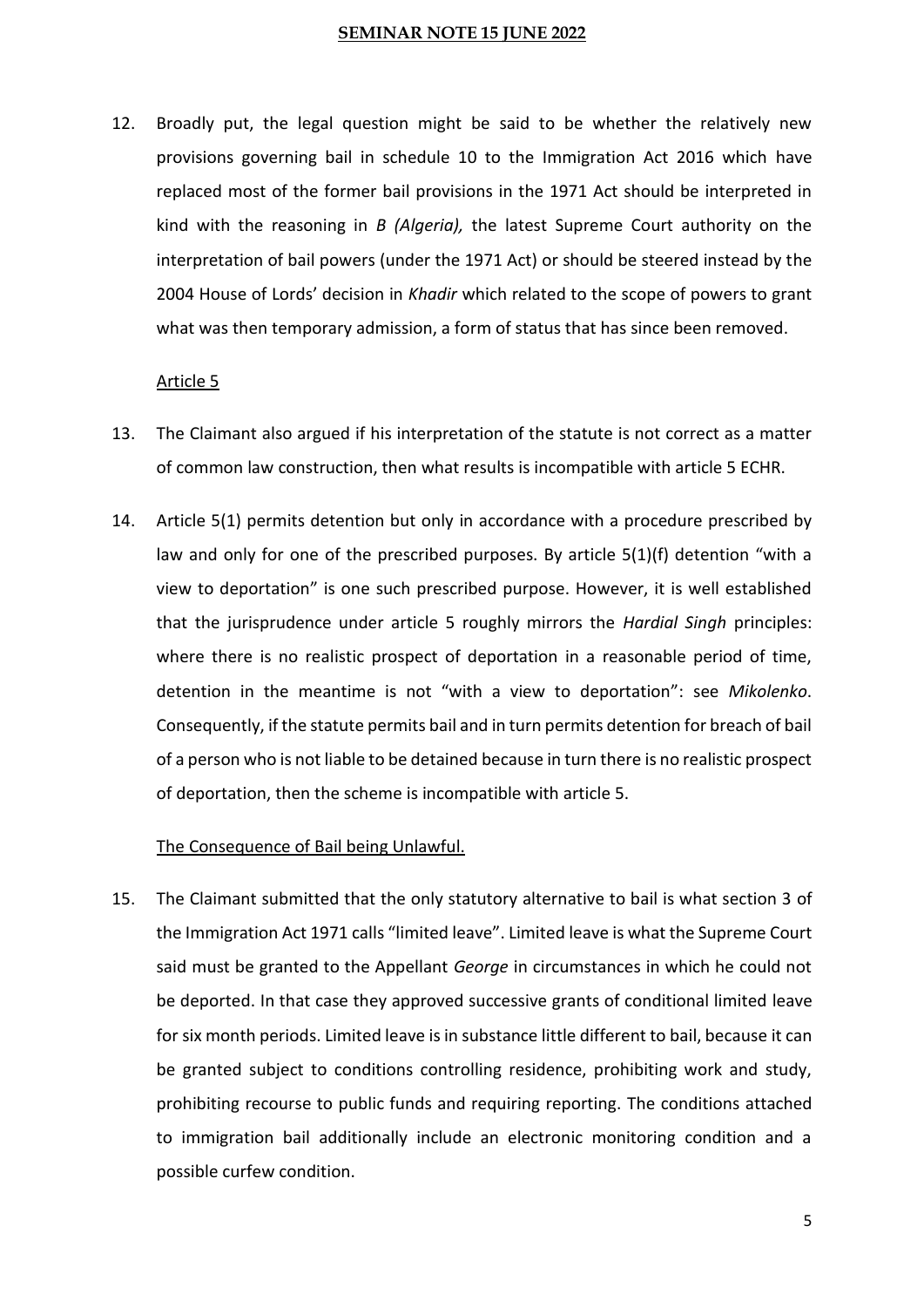12. Broadly put, the legal question might be said to be whether the relatively new provisions governing bail in schedule 10 to the Immigration Act 2016 which have replaced most of the former bail provisions in the 1971 Act should be interpreted in kind with the reasoning in *B (Algeria),* the latest Supreme Court authority on the interpretation of bail powers (under the 1971 Act) or should be steered instead by the 2004 House of Lords' decision in *Khadir* which related to the scope of powers to grant what was then temporary admission, a form of status that has since been removed.

<u>Article 5</u>

13. The Claimant also argued if his interpretation of the statute is not correct as a matter of common law construction, then what results is incompatible with article 5 ECHR.

14. Article 5(1) permits detention but only in accordance with a procedure prescribed by law and only for one of the prescribed purposes. By article 5(1)(f) detention "with a view to deportation" is one such prescribed purpose. However, it is well established that the jurisprudence under article 5 roughly mirrors the *Hardial Singh* principles: where there is no realistic prospect of deportation in a reasonable period of time, detention in the meantime is not "with a view to deportation": see *Mikolenko*. Consequently, if the statute permits bail and in turn permits detention for breach of bail of a person who is not liable to be detained because in turn there is no realistic prospect of deportation, then the scheme is incompatible with article 5.

<u>The Consequence of Bail being Unlawful.</u>

15. The Claimant submitted that the only statutory alternative to bail is what section 3 of the Immigration Act 1971 calls "limited leave". Limited leave is what the Supreme Court said must be granted to the Appellant *George* in circumstances in which he could not be deported. In that case they approved successive grants of conditional limited leave for six month periods. Limited leave is in substance little different to bail, because it can be granted subject to conditions controlling residence, prohibiting work and study, prohibiting recourse to public funds and requiring reporting. The conditions attached to immigration bail additionally include an electronic monitoring condition and a possible curfew condition.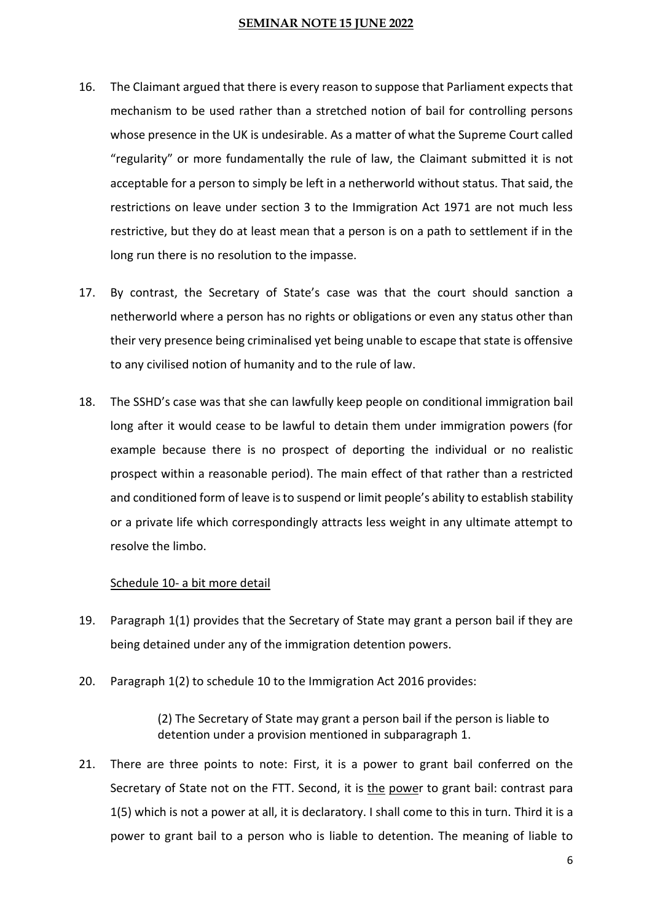16. The Claimant argued that there is every reason to suppose that Parliament expects that mechanism to be used rather than a stretched notion of bail for controlling persons whose presence in the UK is undesirable. As a matter of what the Supreme Court called "regularity" or more fundamentally the rule of law, the Claimant submitted it is not acceptable for a person to simply be left in a netherworld without status. That said, the restrictions on leave under section 3 to the Immigration Act 1971 are not much less restrictive, but they do at least mean that a person is on a path to settlement if in the long run there is no resolution to the impasse.

17. By contrast, the Secretary of State's case was that the court should sanction a netherworld where a person has no rights or obligations or even any status other than their very presence being criminalised yet being unable to escape that state is offensive to any civilised notion of humanity and to the rule of law.

18. The SSHD's case was that she can lawfully keep people on conditional immigration bail long after it would cease to be lawful to detain them under immigration powers (for example because there is no prospect of deporting the individual or no realistic prospect within a reasonable period). The main effect of that rather than a restricted and conditioned form of leave is to suspend or limit people's ability to establish stability or a private life which correspondingly attracts less weight in any ultimate attempt to resolve the limbo.

<u>Schedule 10- a bit more detail</u>

19. Paragraph 1(1) provides that the Secretary of State may grant a person bail if they are being detained under any of the immigration detention powers.

20. Paragraph 1(2) to schedule 10 to the Immigration Act 2016 provides:

> (2) The Secretary of State may grant a person bail if the person is liable to detention under a provision mentioned in subparagraph 1.

21. There are three points to note: First, it is a power to grant bail conferred on the Secretary of State not on the FTT. Second, it is <u>the</u> <u>power</u> to grant bail: contrast para 1(5) which is not a power at all, it is declaratory. I shall come to this in turn. Third it is a power to grant bail to a person who is liable to detention. The meaning of liable to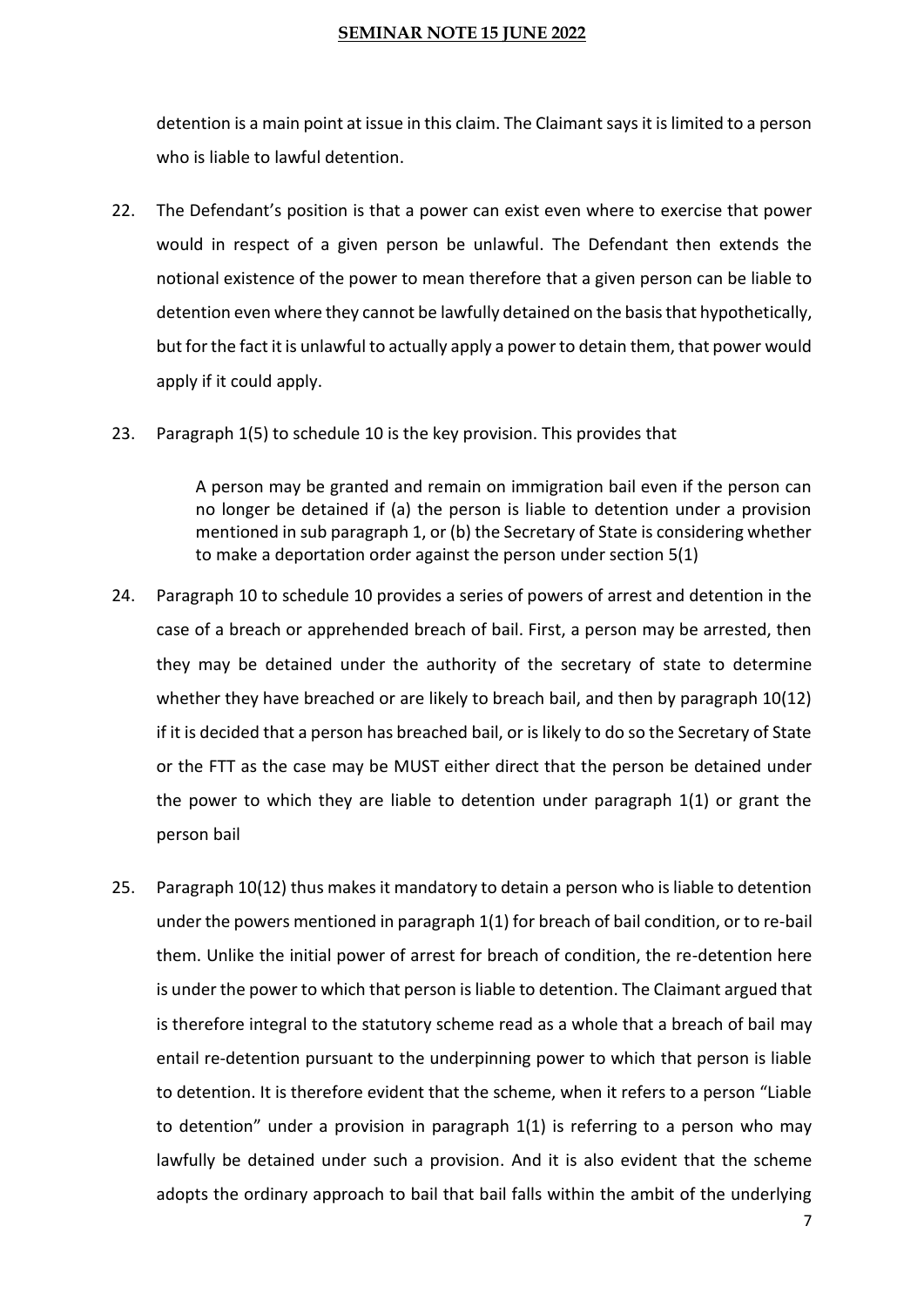detention is a main point at issue in this claim. The Claimant says it is limited to a person who is liable to lawful detention.

22. The Defendant's position is that a power can exist even where to exercise that power would in respect of a given person be unlawful. The Defendant then extends the notional existence of the power to mean therefore that a given person can be liable to detention even where they cannot be lawfully detained on the basis that hypothetically, but for the fact it is unlawful to actually apply a power to detain them, that power would apply if it could apply.

23. Paragraph 1(5) to schedule 10 is the key provision. This provides that

> A person may be granted and remain on immigration bail even if the person can no longer be detained if (a) the person is liable to detention under a provision mentioned in sub paragraph 1, or (b) the Secretary of State is considering whether to make a deportation order against the person under section 5(1)

24. Paragraph 10 to schedule 10 provides a series of powers of arrest and detention in the case of a breach or apprehended breach of bail. First, a person may be arrested, then they may be detained under the authority of the secretary of state to determine whether they have breached or are likely to breach bail, and then by paragraph 10(12) if it is decided that a person has breached bail, or is likely to do so the Secretary of State or the FTT as the case may be MUST either direct that the person be detained under the power to which they are liable to detention under paragraph 1(1) or grant the person bail

25. Paragraph 10(12) thus makes it mandatory to detain a person who is liable to detention under the powers mentioned in paragraph 1(1) for breach of bail condition, or to re-bail them. Unlike the initial power of arrest for breach of condition, the re-detention here is under the power to which that person is liable to detention. The Claimant argued that is therefore integral to the statutory scheme read as a whole that a breach of bail may entail re-detention pursuant to the underpinning power to which that person is liable to detention. It is therefore evident that the scheme, when it refers to a person "Liable to detention" under a provision in paragraph 1(1) is referring to a person who may lawfully be detained under such a provision. And it is also evident that the scheme adopts the ordinary approach to bail that bail falls within the ambit of the underlying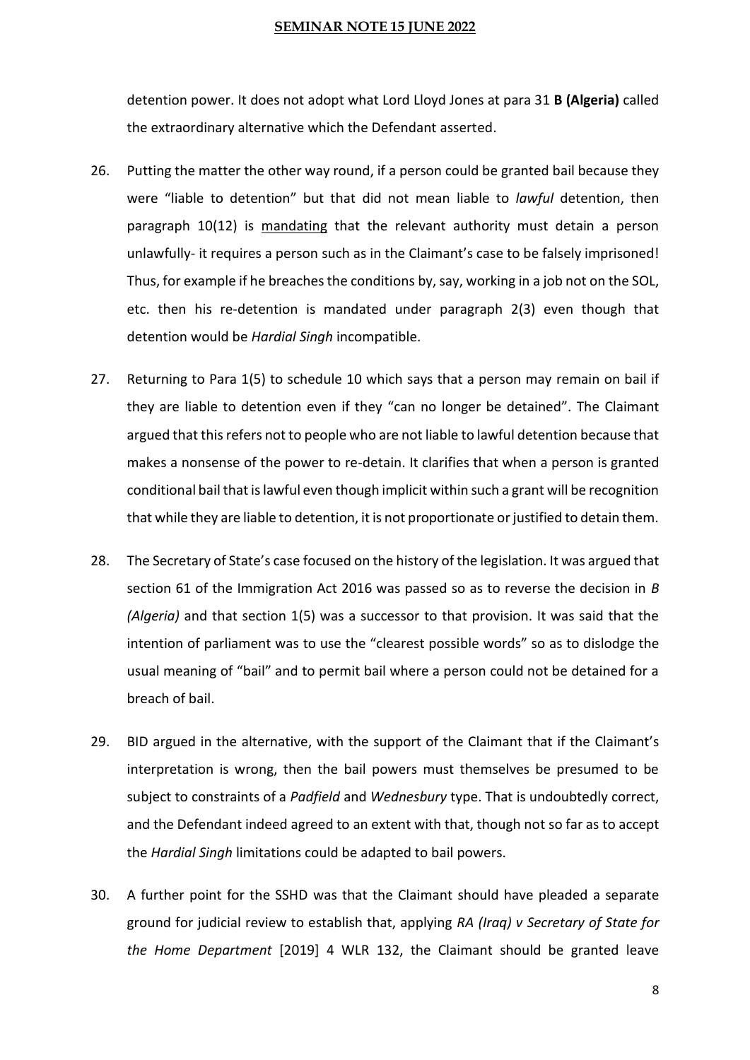detention power. It does not adopt what Lord Lloyd Jones at para 31 **B (Algeria)** called the extraordinary alternative which the Defendant asserted.

26. Putting the matter the other way round, if a person could be granted bail because they were "liable to detention" but that did not mean liable to *lawful* detention, then paragraph 10(12) is mandating that the relevant authority must detain a person unlawfully- it requires a person such as in the Claimant's case to be falsely imprisoned! Thus, for example if he breaches the conditions by, say, working in a job not on the SOL, etc. then his re-detention is mandated under paragraph 2(3) even though that detention would be *Hardial Singh* incompatible.

27. Returning to Para 1(5) to schedule 10 which says that a person may remain on bail if they are liable to detention even if they "can no longer be detained". The Claimant argued that this refers not to people who are not liable to lawful detention because that makes a nonsense of the power to re-detain. It clarifies that when a person is granted conditional bail that is lawful even though implicit within such a grant will be recognition that while they are liable to detention, it is not proportionate or justified to detain them.

28. The Secretary of State's case focused on the history of the legislation. It was argued that section 61 of the Immigration Act 2016 was passed so as to reverse the decision in *B (Algeria)* and that section 1(5) was a successor to that provision. It was said that the intention of parliament was to use the "clearest possible words" so as to dislodge the usual meaning of "bail" and to permit bail where a person could not be detained for a breach of bail.

29. BID argued in the alternative, with the support of the Claimant that if the Claimant's interpretation is wrong, then the bail powers must themselves be presumed to be subject to constraints of a *Padfield* and *Wednesbury* type. That is undoubtedly correct, and the Defendant indeed agreed to an extent with that, though not so far as to accept the *Hardial Singh* limitations could be adapted to bail powers.

30. A further point for the SSHD was that the Claimant should have pleaded a separate ground for judicial review to establish that, applying *RA (Iraq) v Secretary of State for the Home Department* [2019] 4 WLR 132, the Claimant should be granted leave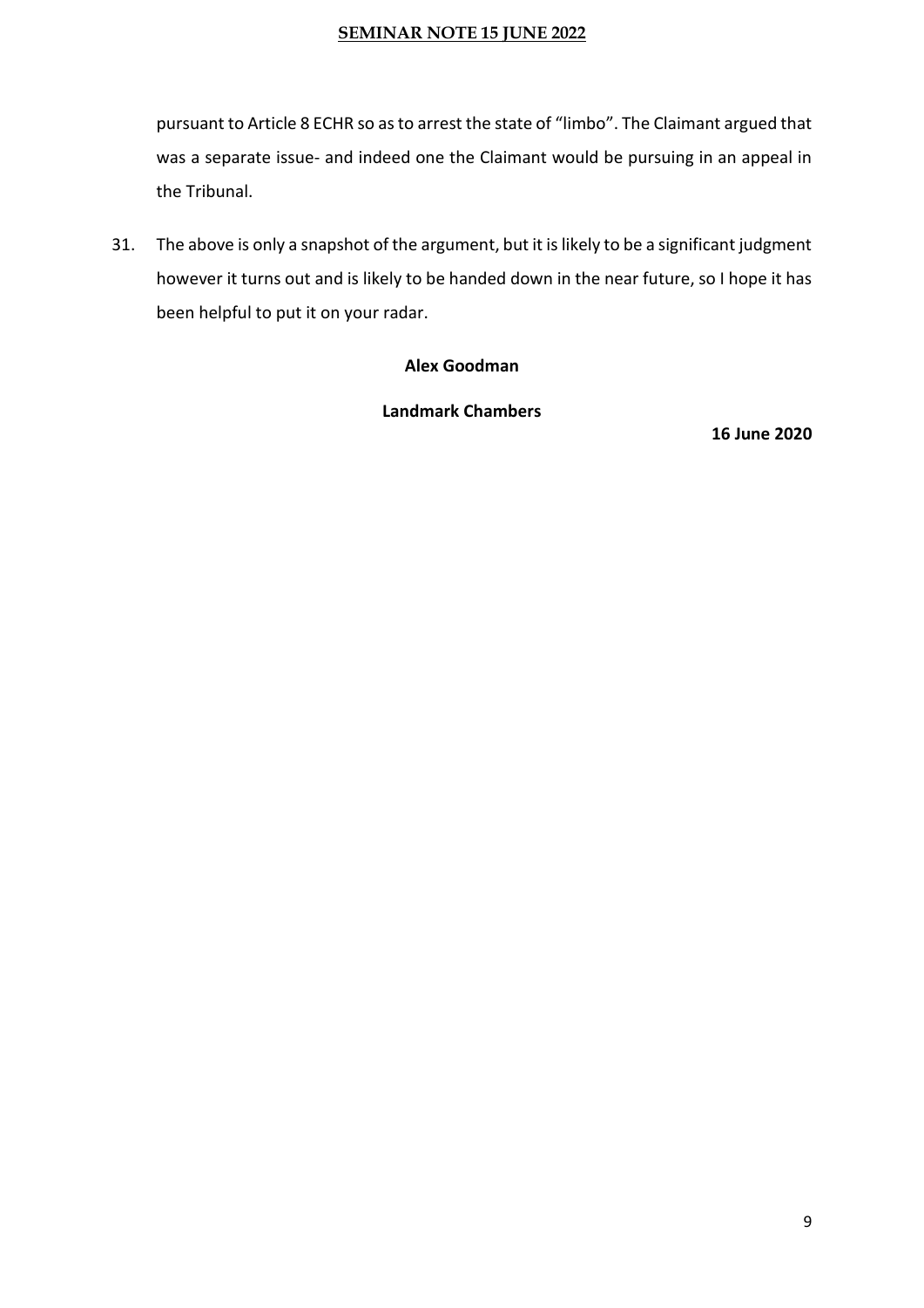pursuant to Article 8 ECHR so as to arrest the state of "limbo". The Claimant argued that was a separate issue- and indeed one the Claimant would be pursuing in an appeal in the Tribunal.

31. The above is only a snapshot of the argument, but it is likely to be a significant judgment however it turns out and is likely to be handed down in the near future, so I hope it has been helpful to put it on your radar.

**Alex Goodman**

**Landmark Chambers**

**16 June 2020**